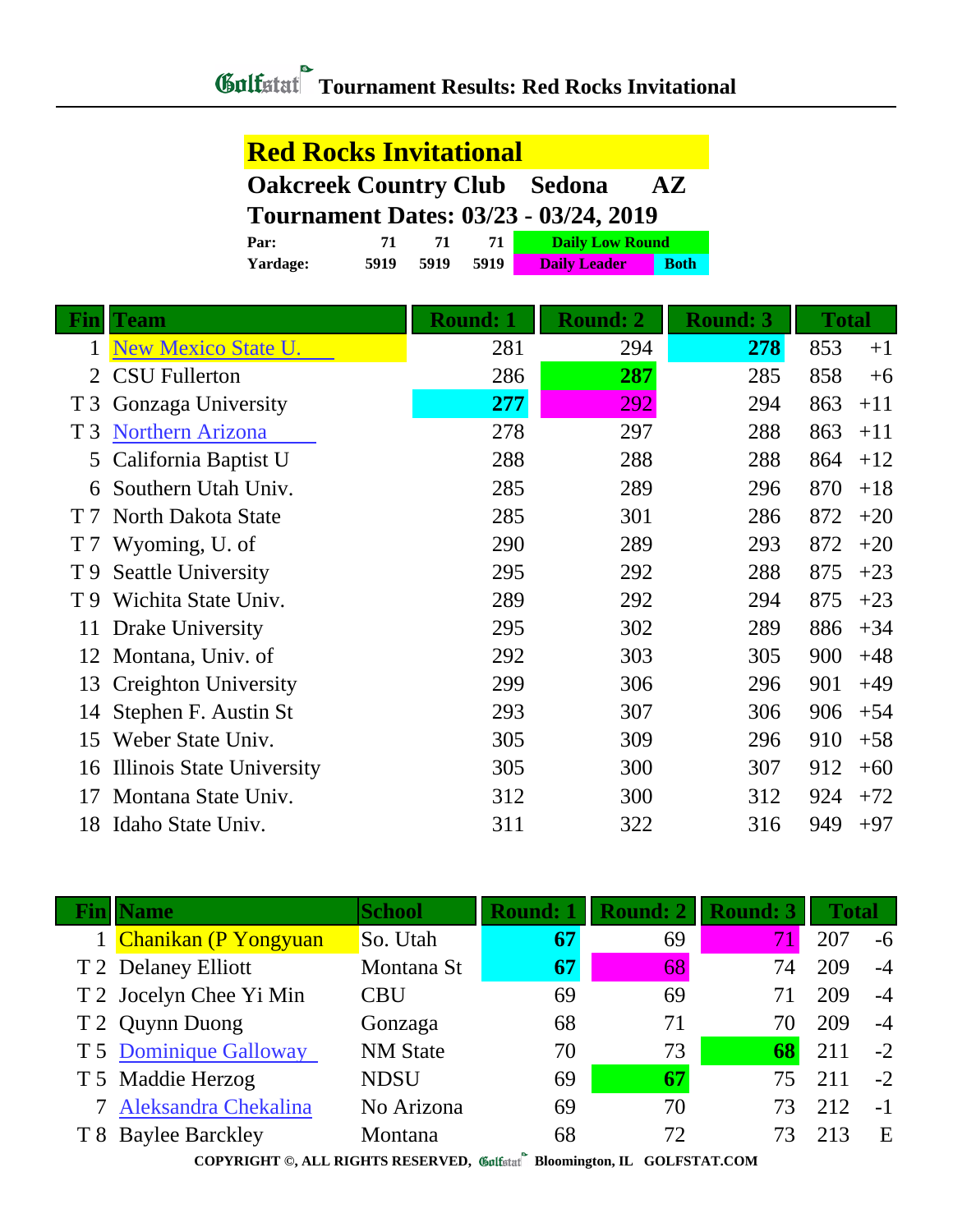# Tournament Results: Red Rocks Invitational

## Red Rocks Invitational

**Oakcreek Country Club Sedona AZ**

**Tournament Dates: 03/23 - 03/24, 2019**

| | | | | |
|---|---|---|---|---|
| **Par:** | 71 | 71 | 71 | Daily Low Round |
| **Yardage:** | 5919 | 5919 | 5919 | Daily Leader / Both |

| Fin | Team | Round: 1 | Round: 2 | Round: 3 | Total | |
|---|---|---|---|---|---|---|
| 1 | New Mexico State U. | 281 | 294 | **278** | 853 | +1 |
| 2 | CSU Fullerton | 286 | **287** | 285 | 858 | +6 |
| T 3 | Gonzaga University | **277** | 292 | 294 | 863 | +11 |
| T 3 | Northern Arizona | 278 | 297 | 288 | 863 | +11 |
| 5 | California Baptist U | 288 | 288 | 288 | 864 | +12 |
| 6 | Southern Utah Univ. | 285 | 289 | 296 | 870 | +18 |
| T 7 | North Dakota State | 285 | 301 | 286 | 872 | +20 |
| T 7 | Wyoming, U. of | 290 | 289 | 293 | 872 | +20 |
| T 9 | Seattle University | 295 | 292 | 288 | 875 | +23 |
| T 9 | Wichita State Univ. | 289 | 292 | 294 | 875 | +23 |
| 11 | Drake University | 295 | 302 | 289 | 886 | +34 |
| 12 | Montana, Univ. of | 292 | 303 | 305 | 900 | +48 |
| 13 | Creighton University | 299 | 306 | 296 | 901 | +49 |
| 14 | Stephen F. Austin St | 293 | 307 | 306 | 906 | +54 |
| 15 | Weber State Univ. | 305 | 309 | 296 | 910 | +58 |
| 16 | Illinois State University | 305 | 300 | 307 | 912 | +60 |
| 17 | Montana State Univ. | 312 | 300 | 312 | 924 | +72 |
| 18 | Idaho State Univ. | 311 | 322 | 316 | 949 | +97 |

| Fin | Name | School | Round: 1 | Round: 2 | Round: 3 | Total | |
|---|---|---|---|---|---|---|---|
| 1 | Chanikan (P Yongyuan | So. Utah | **67** | 69 | 71 | 207 | -6 |
| T 2 | Delaney Elliott | Montana St | **67** | 68 | 74 | 209 | -4 |
| T 2 | Jocelyn Chee Yi Min | CBU | 69 | 69 | 71 | 209 | -4 |
| T 2 | Quynn Duong | Gonzaga | 68 | 71 | 70 | 209 | -4 |
| T 5 | Dominique Galloway | NM State | 70 | 73 | **68** | 211 | -2 |
| T 5 | Maddie Herzog | NDSU | 69 | **67** | 75 | 211 | -2 |
| 7 | Aleksandra Chekalina | No Arizona | 69 | 70 | 73 | 212 | -1 |
| T 8 | Baylee Barckley | Montana | 68 | 72 | 73 | 213 | E |

COPYRIGHT ©, ALL RIGHTS RESERVED, Golfstat Bloomington, IL GOLFSTAT.COM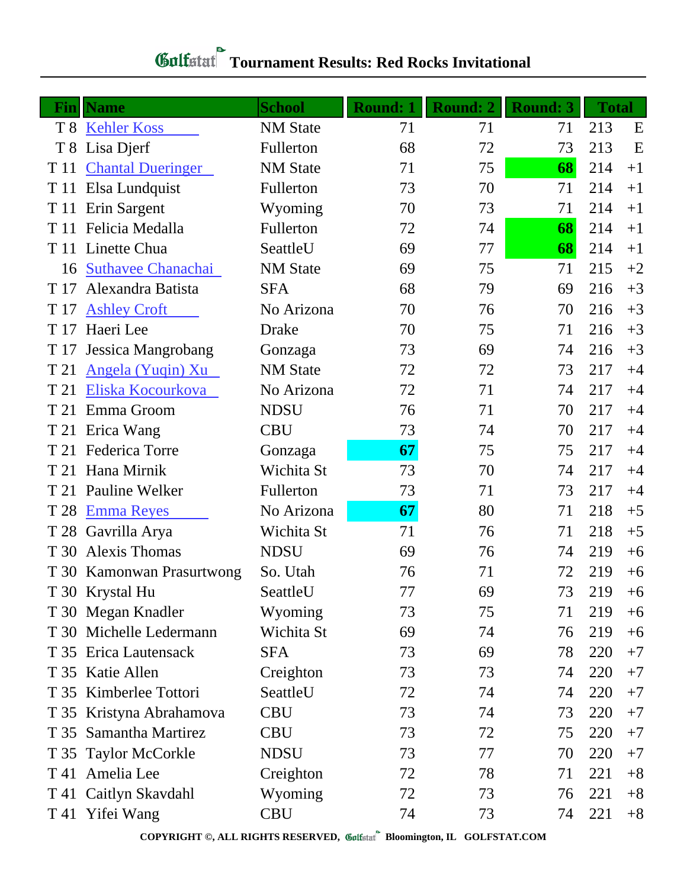# Golfstat Tournament Results: Red Rocks Invitational

| Fin | Name | School | Round: 1 | Round: 2 | Round: 3 | Total | |
|---|---|---|---|---|---|---|---|
| T 8 | Kehler Koss | NM State | 71 | 71 | 71 | 213 | E |
| T 8 | Lisa Djerf | Fullerton | 68 | 72 | 73 | 213 | E |
| T 11 | Chantal Dueringer | NM State | 71 | 75 | **68** | 214 | +1 |
| T 11 | Elsa Lundquist | Fullerton | 73 | 70 | 71 | 214 | +1 |
| T 11 | Erin Sargent | Wyoming | 70 | 73 | 71 | 214 | +1 |
| T 11 | Felicia Medalla | Fullerton | 72 | 74 | **68** | 214 | +1 |
| T 11 | Linette Chua | SeattleU | 69 | 77 | **68** | 214 | +1 |
| 16 | Suthavee Chanachai | NM State | 69 | 75 | 71 | 215 | +2 |
| T 17 | Alexandra Batista | SFA | 68 | 79 | 69 | 216 | +3 |
| T 17 | Ashley Croft | No Arizona | 70 | 76 | 70 | 216 | +3 |
| T 17 | Haeri Lee | Drake | 70 | 75 | 71 | 216 | +3 |
| T 17 | Jessica Mangrobang | Gonzaga | 73 | 69 | 74 | 216 | +3 |
| T 21 | Angela (Yuqin) Xu | NM State | 72 | 72 | 73 | 217 | +4 |
| T 21 | Eliska Kocourkova | No Arizona | 72 | 71 | 74 | 217 | +4 |
| T 21 | Emma Groom | NDSU | 76 | 71 | 70 | 217 | +4 |
| T 21 | Erica Wang | CBU | 73 | 74 | 70 | 217 | +4 |
| T 21 | Federica Torre | Gonzaga | **67** | 75 | 75 | 217 | +4 |
| T 21 | Hana Mirnik | Wichita St | 73 | 70 | 74 | 217 | +4 |
| T 21 | Pauline Welker | Fullerton | 73 | 71 | 73 | 217 | +4 |
| T 28 | Emma Reyes | No Arizona | **67** | 80 | 71 | 218 | +5 |
| T 28 | Gavrilla Arya | Wichita St | 71 | 76 | 71 | 218 | +5 |
| T 30 | Alexis Thomas | NDSU | 69 | 76 | 74 | 219 | +6 |
| T 30 | Kamonwan Prasurtwong | So. Utah | 76 | 71 | 72 | 219 | +6 |
| T 30 | Krystal Hu | SeattleU | 77 | 69 | 73 | 219 | +6 |
| T 30 | Megan Knadler | Wyoming | 73 | 75 | 71 | 219 | +6 |
| T 30 | Michelle Ledermann | Wichita St | 69 | 74 | 76 | 219 | +6 |
| T 35 | Erica Lautensack | SFA | 73 | 69 | 78 | 220 | +7 |
| T 35 | Katie Allen | Creighton | 73 | 73 | 74 | 220 | +7 |
| T 35 | Kimberlee Tottori | SeattleU | 72 | 74 | 74 | 220 | +7 |
| T 35 | Kristyna Abrahamova | CBU | 73 | 74 | 73 | 220 | +7 |
| T 35 | Samantha Martirez | CBU | 73 | 72 | 75 | 220 | +7 |
| T 35 | Taylor McCorkle | NDSU | 73 | 77 | 70 | 220 | +7 |
| T 41 | Amelia Lee | Creighton | 72 | 78 | 71 | 221 | +8 |
| T 41 | Caitlyn Skavdahl | Wyoming | 72 | 73 | 76 | 221 | +8 |
| T 41 | Yifei Wang | CBU | 74 | 73 | 74 | 221 | +8 |

COPYRIGHT ©, ALL RIGHTS RESERVED, Golfstat Bloomington, IL GOLFSTAT.COM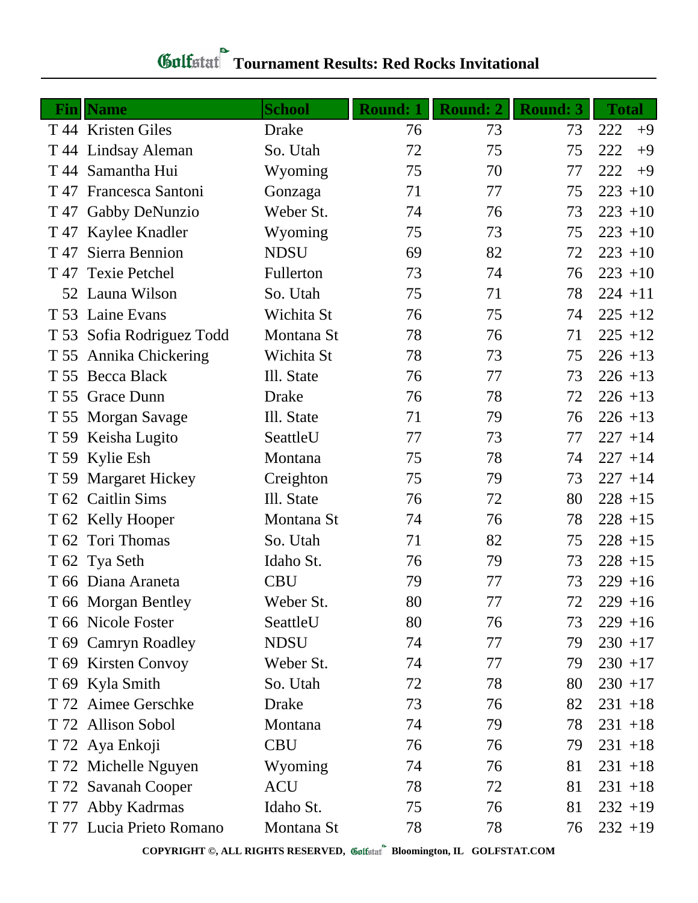# Golfstat Tournament Results: Red Rocks Invitational

| Fin | Name | School | Round: 1 | Round: 2 | Round: 3 | Total | |
|---|---|---|---|---|---|---|---|
| T 44 | Kristen Giles | Drake | 76 | 73 | 73 | 222 | +9 |
| T 44 | Lindsay Aleman | So. Utah | 72 | 75 | 75 | 222 | +9 |
| T 44 | Samantha Hui | Wyoming | 75 | 70 | 77 | 222 | +9 |
| T 47 | Francesca Santoni | Gonzaga | 71 | 77 | 75 | 223 | +10 |
| T 47 | Gabby DeNunzio | Weber St. | 74 | 76 | 73 | 223 | +10 |
| T 47 | Kaylee Knadler | Wyoming | 75 | 73 | 75 | 223 | +10 |
| T 47 | Sierra Bennion | NDSU | 69 | 82 | 72 | 223 | +10 |
| T 47 | Texie Petchel | Fullerton | 73 | 74 | 76 | 223 | +10 |
| 52 | Launa Wilson | So. Utah | 75 | 71 | 78 | 224 | +11 |
| T 53 | Laine Evans | Wichita St | 76 | 75 | 74 | 225 | +12 |
| T 53 | Sofia Rodriguez Todd | Montana St | 78 | 76 | 71 | 225 | +12 |
| T 55 | Annika Chickering | Wichita St | 78 | 73 | 75 | 226 | +13 |
| T 55 | Becca Black | Ill. State | 76 | 77 | 73 | 226 | +13 |
| T 55 | Grace Dunn | Drake | 76 | 78 | 72 | 226 | +13 |
| T 55 | Morgan Savage | Ill. State | 71 | 79 | 76 | 226 | +13 |
| T 59 | Keisha Lugito | SeattleU | 77 | 73 | 77 | 227 | +14 |
| T 59 | Kylie Esh | Montana | 75 | 78 | 74 | 227 | +14 |
| T 59 | Margaret Hickey | Creighton | 75 | 79 | 73 | 227 | +14 |
| T 62 | Caitlin Sims | Ill. State | 76 | 72 | 80 | 228 | +15 |
| T 62 | Kelly Hooper | Montana St | 74 | 76 | 78 | 228 | +15 |
| T 62 | Tori Thomas | So. Utah | 71 | 82 | 75 | 228 | +15 |
| T 62 | Tya Seth | Idaho St. | 76 | 79 | 73 | 228 | +15 |
| T 66 | Diana Araneta | CBU | 79 | 77 | 73 | 229 | +16 |
| T 66 | Morgan Bentley | Weber St. | 80 | 77 | 72 | 229 | +16 |
| T 66 | Nicole Foster | SeattleU | 80 | 76 | 73 | 229 | +16 |
| T 69 | Camryn Roadley | NDSU | 74 | 77 | 79 | 230 | +17 |
| T 69 | Kirsten Convoy | Weber St. | 74 | 77 | 79 | 230 | +17 |
| T 69 | Kyla Smith | So. Utah | 72 | 78 | 80 | 230 | +17 |
| T 72 | Aimee Gerschke | Drake | 73 | 76 | 82 | 231 | +18 |
| T 72 | Allison Sobol | Montana | 74 | 79 | 78 | 231 | +18 |
| T 72 | Aya Enkoji | CBU | 76 | 76 | 79 | 231 | +18 |
| T 72 | Michelle Nguyen | Wyoming | 74 | 76 | 81 | 231 | +18 |
| T 72 | Savanah Cooper | ACU | 78 | 72 | 81 | 231 | +18 |
| T 77 | Abby Kadrmas | Idaho St. | 75 | 76 | 81 | 232 | +19 |
| T 77 | Lucia Prieto Romano | Montana St | 78 | 78 | 76 | 232 | +19 |

COPYRIGHT ©, ALL RIGHTS RESERVED, Golfstat Bloomington, IL GOLFSTAT.COM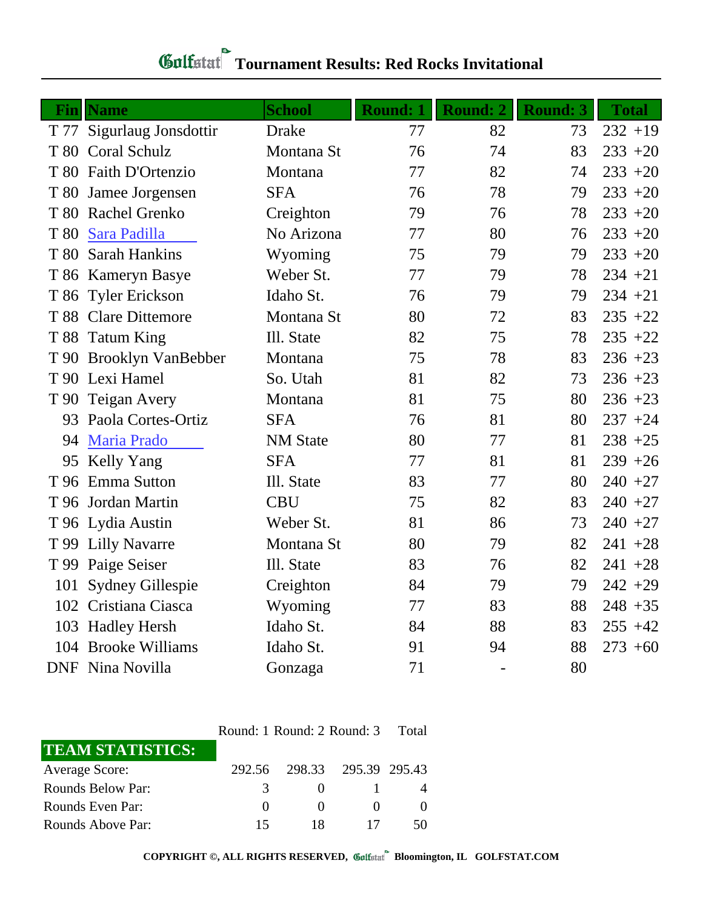# Golfstat Tournament Results: Red Rocks Invitational

| Fin | Name | School | Round: 1 | Round: 2 | Round: 3 | Total |
|---|---|---|---|---|---|---|
| T 77 | Sigurlaug Jonsdottir | Drake | 77 | 82 | 73 | 232 +19 |
| T 80 | Coral Schulz | Montana St | 76 | 74 | 83 | 233 +20 |
| T 80 | Faith D'Ortenzio | Montana | 77 | 82 | 74 | 233 +20 |
| T 80 | Jamee Jorgensen | SFA | 76 | 78 | 79 | 233 +20 |
| T 80 | Rachel Grenko | Creighton | 79 | 76 | 78 | 233 +20 |
| T 80 | Sara Padilla | No Arizona | 77 | 80 | 76 | 233 +20 |
| T 80 | Sarah Hankins | Wyoming | 75 | 79 | 79 | 233 +20 |
| T 86 | Kameryn Basye | Weber St. | 77 | 79 | 78 | 234 +21 |
| T 86 | Tyler Erickson | Idaho St. | 76 | 79 | 79 | 234 +21 |
| T 88 | Clare Dittemore | Montana St | 80 | 72 | 83 | 235 +22 |
| T 88 | Tatum King | Ill. State | 82 | 75 | 78 | 235 +22 |
| T 90 | Brooklyn VanBebber | Montana | 75 | 78 | 83 | 236 +23 |
| T 90 | Lexi Hamel | So. Utah | 81 | 82 | 73 | 236 +23 |
| T 90 | Teigan Avery | Montana | 81 | 75 | 80 | 236 +23 |
| 93 | Paola Cortes-Ortiz | SFA | 76 | 81 | 80 | 237 +24 |
| 94 | Maria Prado | NM State | 80 | 77 | 81 | 238 +25 |
| 95 | Kelly Yang | SFA | 77 | 81 | 81 | 239 +26 |
| T 96 | Emma Sutton | Ill. State | 83 | 77 | 80 | 240 +27 |
| T 96 | Jordan Martin | CBU | 75 | 82 | 83 | 240 +27 |
| T 96 | Lydia Austin | Weber St. | 81 | 86 | 73 | 240 +27 |
| T 99 | Lilly Navarre | Montana St | 80 | 79 | 82 | 241 +28 |
| T 99 | Paige Seiser | Ill. State | 83 | 76 | 82 | 241 +28 |
| 101 | Sydney Gillespie | Creighton | 84 | 79 | 79 | 242 +29 |
| 102 | Cristiana Ciasca | Wyoming | 77 | 83 | 88 | 248 +35 |
| 103 | Hadley Hersh | Idaho St. | 84 | 88 | 83 | 255 +42 |
| 104 | Brooke Williams | Idaho St. | 91 | 94 | 88 | 273 +60 |
| DNF | Nina Novilla | Gonzaga | 71 | - | 80 | |

| TEAM STATISTICS: | Round: 1 | Round: 2 | Round: 3 | Total |
|---|---|---|---|---|
| Average Score: | 292.56 | 298.33 | 295.39 | 295.43 |
| Rounds Below Par: | 3 | 0 | 1 | 4 |
| Rounds Even Par: | 0 | 0 | 0 | 0 |
| Rounds Above Par: | 15 | 18 | 17 | 50 |

COPYRIGHT ©, ALL RIGHTS RESERVED, Golfstat Bloomington, IL GOLFSTAT.COM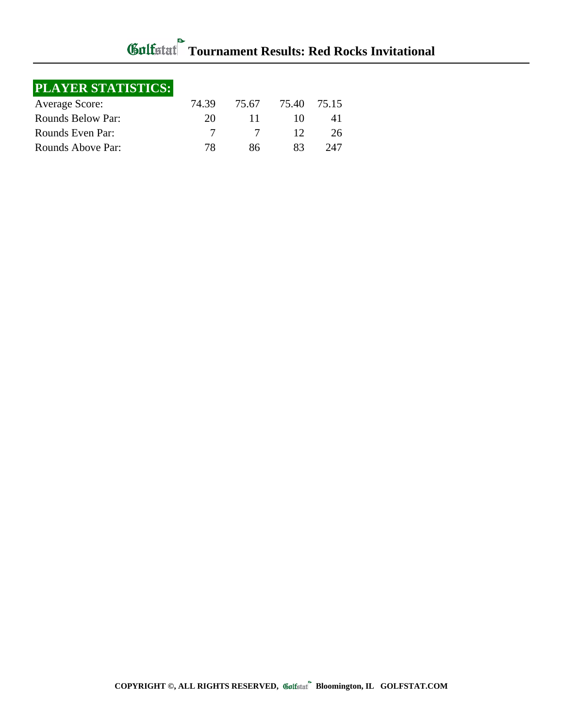# Golfstat Tournament Results: Red Rocks Invitational

## PLAYER STATISTICS:

| | | | | |
|---|---|---|---|---|
| Average Score: | 74.39 | 75.67 | 75.40 | 75.15 |
| Rounds Below Par: | 20 | 11 | 10 | 41 |
| Rounds Even Par: | 7 | 7 | 12 | 26 |
| Rounds Above Par: | 78 | 86 | 83 | 247 |

**COPYRIGHT ©, ALL RIGHTS RESERVED, Golfstat Bloomington, IL GOLFSTAT.COM**